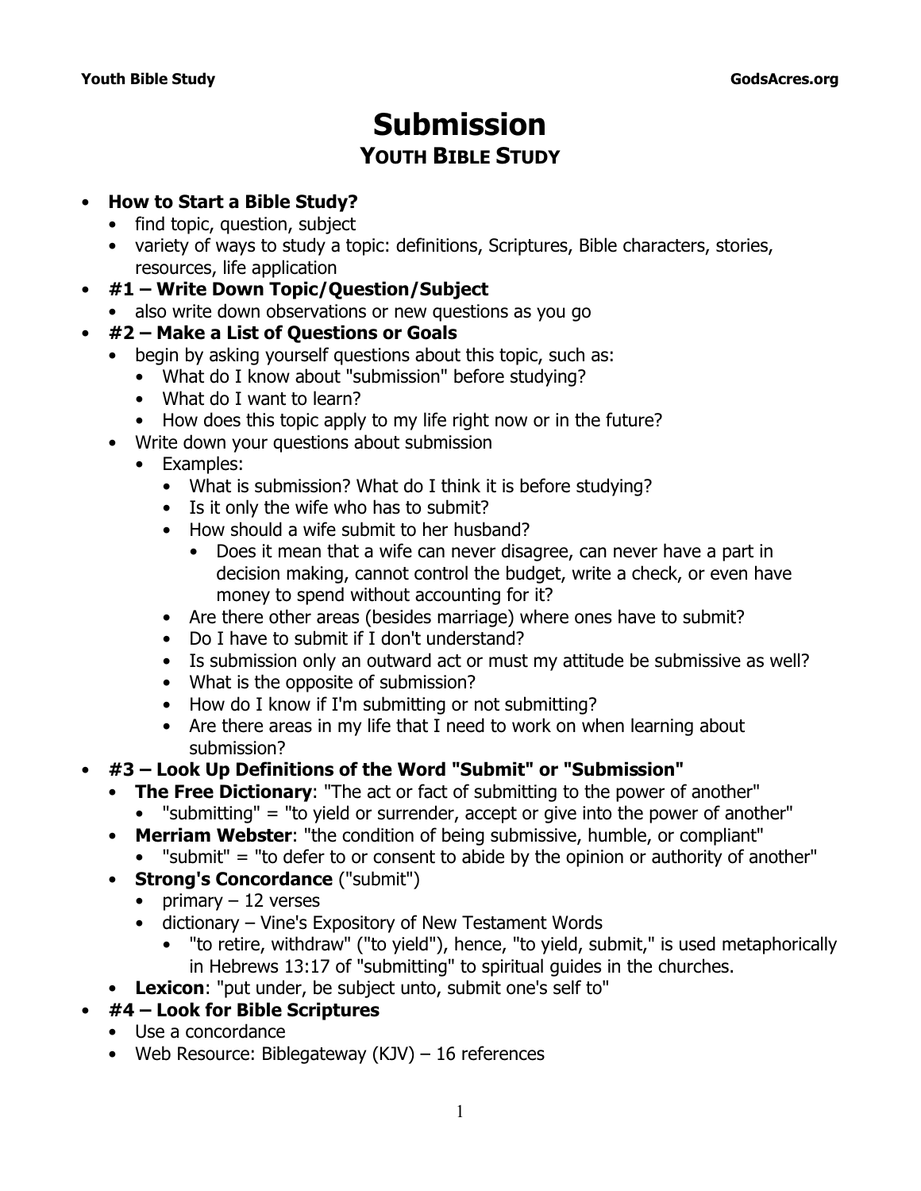# Submission

## Youth Bible Study

- **How to Start a Bible Study?**
  - find topic, question, subject
  - variety of ways to study a topic: definitions, Scriptures, Bible characters, stories, resources, life application
- **#1 – Write Down Topic/Question/Subject**
  - also write down observations or new questions as you go
- **#2 – Make a List of Questions or Goals**
  - begin by asking yourself questions about this topic, such as:
    - What do I know about "submission" before studying?
    - What do I want to learn?
    - How does this topic apply to my life right now or in the future?
  - Write down your questions about submission
    - Examples:
      - What is submission? What do I think it is before studying?
      - Is it only the wife who has to submit?
      - How should a wife submit to her husband?
        - Does it mean that a wife can never disagree, can never have a part in decision making, cannot control the budget, write a check, or even have money to spend without accounting for it?
      - Are there other areas (besides marriage) where ones have to submit?
      - Do I have to submit if I don't understand?
      - Is submission only an outward act or must my attitude be submissive as well?
      - What is the opposite of submission?
      - How do I know if I'm submitting or not submitting?
      - Are there areas in my life that I need to work on when learning about submission?
- **#3 – Look Up Definitions of the Word "Submit" or "Submission"**
  - **The Free Dictionary**: "The act or fact of submitting to the power of another"
    - "submitting" = "to yield or surrender, accept or give into the power of another"
  - **Merriam Webster**: "the condition of being submissive, humble, or compliant"
    - "submit" = "to defer to or consent to abide by the opinion or authority of another"
  - **Strong's Concordance** ("submit")
    - primary – 12 verses
    - dictionary – Vine's Expository of New Testament Words
      - "to retire, withdraw" ("to yield"), hence, "to yield, submit," is used metaphorically in Hebrews 13:17 of "submitting" to spiritual guides in the churches.
  - **Lexicon**: "put under, be subject unto, submit one's self to"
- **#4 – Look for Bible Scriptures**
  - Use a concordance
  - Web Resource: Biblegateway (KJV) – 16 references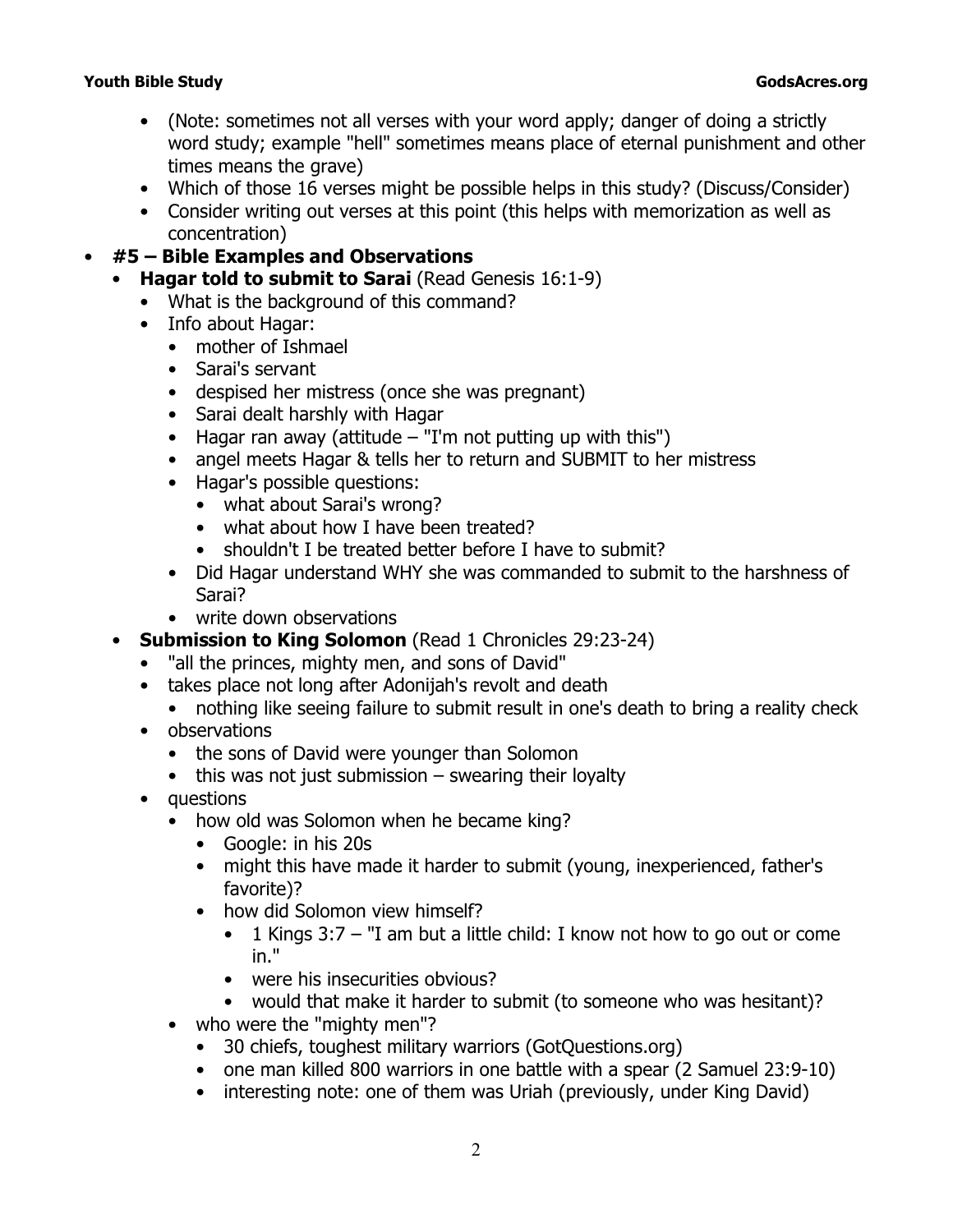- (Note: sometimes not all verses with your word apply; danger of doing a strictly word study; example "hell" sometimes means place of eternal punishment and other times means the grave)
- Which of those 16 verses might be possible helps in this study? (Discuss/Consider)
- Consider writing out verses at this point (this helps with memorization as well as concentration)

- **#5 – Bible Examples and Observations**
  - **Hagar told to submit to Sarai** (Read Genesis 16:1-9)
    - What is the background of this command?
    - Info about Hagar:
      - mother of Ishmael
      - Sarai's servant
      - despised her mistress (once she was pregnant)
      - Sarai dealt harshly with Hagar
      - Hagar ran away (attitude – "I'm not putting up with this")
      - angel meets Hagar & tells her to return and SUBMIT to her mistress
      - Hagar's possible questions:
        - what about Sarai's wrong?
        - what about how I have been treated?
        - shouldn't I be treated better before I have to submit?
      - Did Hagar understand WHY she was commanded to submit to the harshness of Sarai?
        - write down observations
  - **Submission to King Solomon** (Read 1 Chronicles 29:23-24)
    - "all the princes, mighty men, and sons of David"
    - takes place not long after Adonijah's revolt and death
      - nothing like seeing failure to submit result in one's death to bring a reality check
    - observations
      - the sons of David were younger than Solomon
      - this was not just submission – swearing their loyalty
    - questions
      - how old was Solomon when he became king?
        - Google: in his 20s
        - might this have made it harder to submit (young, inexperienced, father's favorite)?
        - how did Solomon view himself?
          - 1 Kings 3:7 – "I am but a little child: I know not how to go out or come in."
          - were his insecurities obvious?
          - would that make it harder to submit (to someone who was hesitant)?
      - who were the "mighty men"?
        - 30 chiefs, toughest military warriors (GotQuestions.org)
        - one man killed 800 warriors in one battle with a spear (2 Samuel 23:9-10)
        - interesting note: one of them was Uriah (previously, under King David)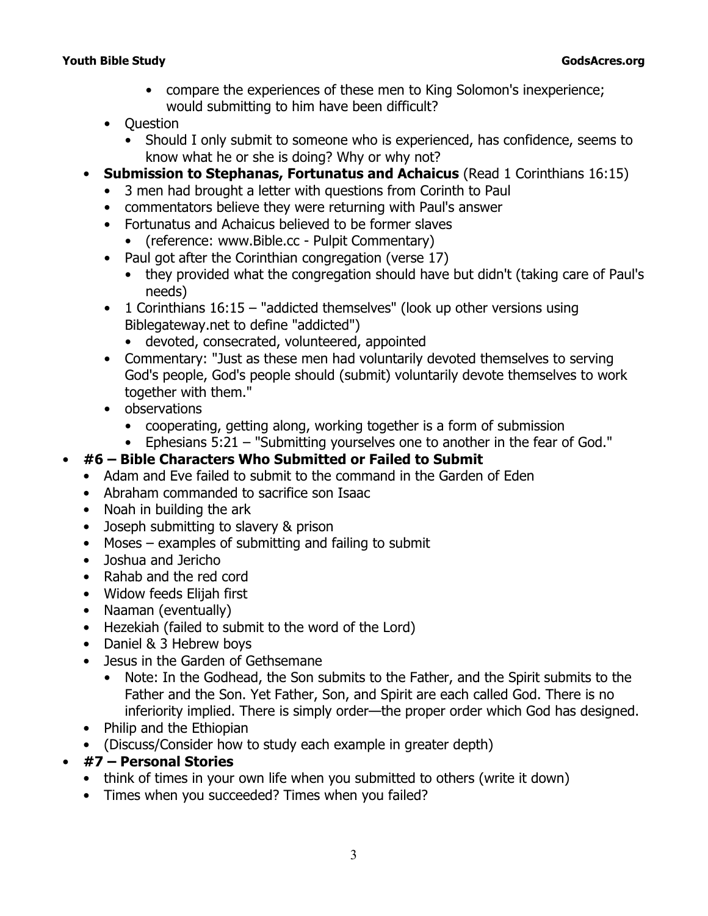- compare the experiences of these men to King Solomon's inexperience; would submitting to him have been difficult?
- Question
  - Should I only submit to someone who is experienced, has confidence, seems to know what he or she is doing? Why or why not?
- **Submission to Stephanas, Fortunatus and Achaicus** (Read 1 Corinthians 16:15)
  - 3 men had brought a letter with questions from Corinth to Paul
  - commentators believe they were returning with Paul's answer
  - Fortunatus and Achaicus believed to be former slaves
    - (reference: www.Bible.cc - Pulpit Commentary)
  - Paul got after the Corinthian congregation (verse 17)
    - they provided what the congregation should have but didn't (taking care of Paul's needs)
  - 1 Corinthians 16:15 – "addicted themselves" (look up other versions using Biblegateway.net to define "addicted")
    - devoted, consecrated, volunteered, appointed
  - Commentary: "Just as these men had voluntarily devoted themselves to serving God's people, God's people should (submit) voluntarily devote themselves to work together with them."
  - observations
    - cooperating, getting along, working together is a form of submission
    - Ephesians 5:21 – "Submitting yourselves one to another in the fear of God."

- **#6 – Bible Characters Who Submitted or Failed to Submit**
  - Adam and Eve failed to submit to the command in the Garden of Eden
  - Abraham commanded to sacrifice son Isaac
  - Noah in building the ark
  - Joseph submitting to slavery & prison
  - Moses – examples of submitting and failing to submit
  - Joshua and Jericho
  - Rahab and the red cord
  - Widow feeds Elijah first
  - Naaman (eventually)
  - Hezekiah (failed to submit to the word of the Lord)
  - Daniel & 3 Hebrew boys
  - Jesus in the Garden of Gethsemane
    - Note: In the Godhead, the Son submits to the Father, and the Spirit submits to the Father and the Son. Yet Father, Son, and Spirit are each called God. There is no inferiority implied. There is simply order—the proper order which God has designed.
  - Philip and the Ethiopian
  - (Discuss/Consider how to study each example in greater depth)

- **#7 – Personal Stories**
  - think of times in your own life when you submitted to others (write it down)
  - Times when you succeeded? Times when you failed?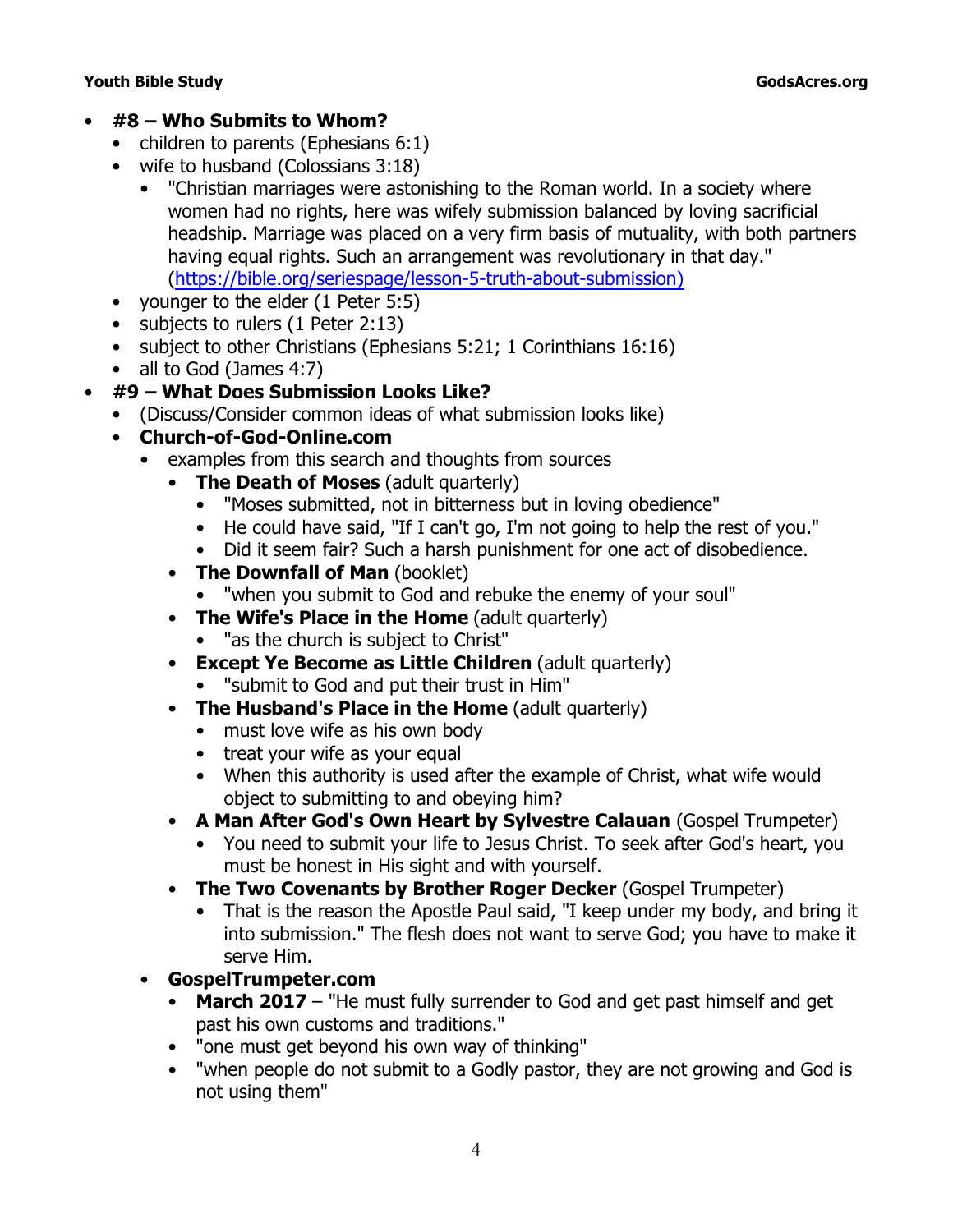- **#8 – Who Submits to Whom?**
  - children to parents (Ephesians 6:1)
  - wife to husband (Colossians 3:18)
    - "Christian marriages were astonishing to the Roman world. In a society where women had no rights, here was wifely submission balanced by loving sacrificial headship. Marriage was placed on a very firm basis of mutuality, with both partners having equal rights. Such an arrangement was revolutionary in that day." (https://bible.org/seriespage/lesson-5-truth-about-submission)
  - younger to the elder (1 Peter 5:5)
  - subjects to rulers (1 Peter 2:13)
  - subject to other Christians (Ephesians 5:21; 1 Corinthians 16:16)
  - all to God (James 4:7)
- **#9 – What Does Submission Looks Like?**
  - (Discuss/Consider common ideas of what submission looks like)
  - **Church-of-God-Online.com**
    - examples from this search and thoughts from sources
      - **The Death of Moses** (adult quarterly)
        - "Moses submitted, not in bitterness but in loving obedience"
        - He could have said, "If I can't go, I'm not going to help the rest of you."
        - Did it seem fair? Such a harsh punishment for one act of disobedience.
      - **The Downfall of Man** (booklet)
        - "when you submit to God and rebuke the enemy of your soul"
      - **The Wife's Place in the Home** (adult quarterly)
        - "as the church is subject to Christ"
      - **Except Ye Become as Little Children** (adult quarterly)
        - "submit to God and put their trust in Him"
      - **The Husband's Place in the Home** (adult quarterly)
        - must love wife as his own body
        - treat your wife as your equal
        - When this authority is used after the example of Christ, what wife would object to submitting to and obeying him?
      - **A Man After God's Own Heart by Sylvestre Calauan** (Gospel Trumpeter)
        - You need to submit your life to Jesus Christ. To seek after God's heart, you must be honest in His sight and with yourself.
      - **The Two Covenants by Brother Roger Decker** (Gospel Trumpeter)
        - That is the reason the Apostle Paul said, "I keep under my body, and bring it into submission." The flesh does not want to serve God; you have to make it serve Him.
  - **GospelTrumpeter.com**
    - **March 2017** – "He must fully surrender to God and get past himself and get past his own customs and traditions."
    - "one must get beyond his own way of thinking"
    - "when people do not submit to a Godly pastor, they are not growing and God is not using them"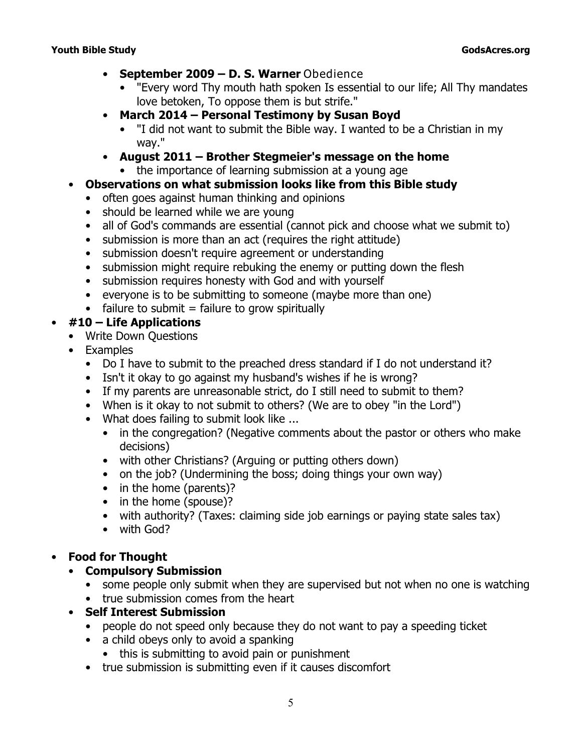- **September 2009 – D. S. Warner** Obedience
  - "Every word Thy mouth hath spoken Is essential to our life; All Thy mandates love betoken, To oppose them is but strife."
- **March 2014 – Personal Testimony by Susan Boyd**
  - "I did not want to submit the Bible way. I wanted to be a Christian in my way."
- **August 2011 – Brother Stegmeier's message on the home**
  - the importance of learning submission at a young age

- **Observations on what submission looks like from this Bible study**
  - often goes against human thinking and opinions
  - should be learned while we are young
  - all of God's commands are essential (cannot pick and choose what we submit to)
  - submission is more than an act (requires the right attitude)
  - submission doesn't require agreement or understanding
  - submission might require rebuking the enemy or putting down the flesh
  - submission requires honesty with God and with yourself
  - everyone is to be submitting to someone (maybe more than one)
  - failure to submit = failure to grow spiritually

- **#10 – Life Applications**
  - Write Down Questions
  - Examples
    - Do I have to submit to the preached dress standard if I do not understand it?
    - Isn't it okay to go against my husband's wishes if he is wrong?
    - If my parents are unreasonable strict, do I still need to submit to them?
    - When is it okay to not submit to others? (We are to obey "in the Lord")
    - What does failing to submit look like ...
      - in the congregation? (Negative comments about the pastor or others who make decisions)
      - with other Christians? (Arguing or putting others down)
      - on the job? (Undermining the boss; doing things your own way)
      - in the home (parents)?
      - in the home (spouse)?
      - with authority? (Taxes: claiming side job earnings or paying state sales tax)
      - with God?

- **Food for Thought**
  - **Compulsory Submission**
    - some people only submit when they are supervised but not when no one is watching
    - true submission comes from the heart
  - **Self Interest Submission**
    - people do not speed only because they do not want to pay a speeding ticket
    - a child obeys only to avoid a spanking
      - this is submitting to avoid pain or punishment
    - true submission is submitting even if it causes discomfort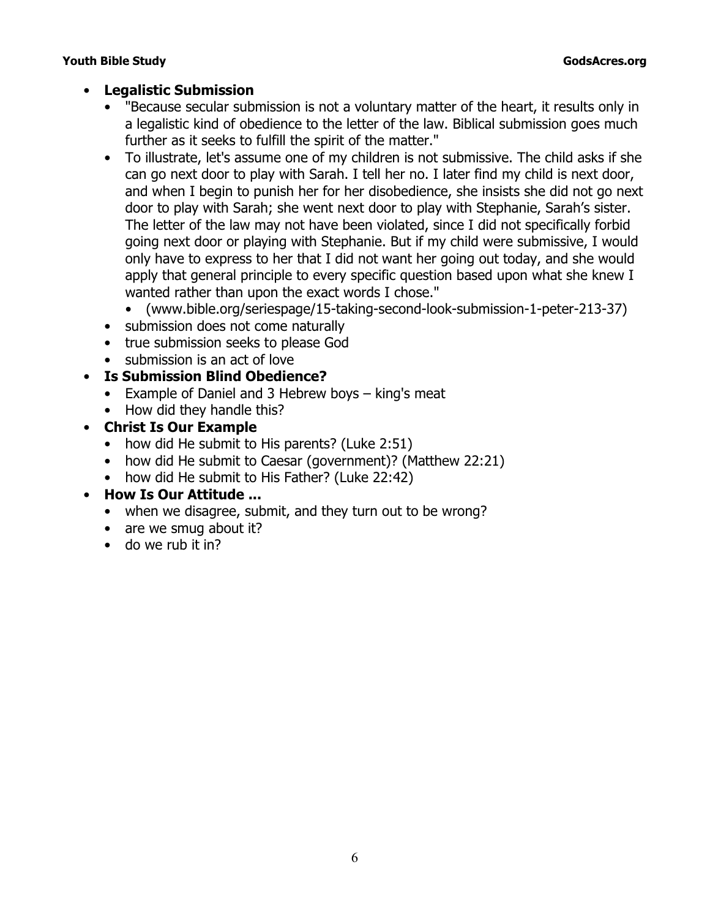- **Legalistic Submission**
  - "Because secular submission is not a voluntary matter of the heart, it results only in a legalistic kind of obedience to the letter of the law. Biblical submission goes much further as it seeks to fulfill the spirit of the matter."
  - To illustrate, let's assume one of my children is not submissive. The child asks if she can go next door to play with Sarah. I tell her no. I later find my child is next door, and when I begin to punish her for her disobedience, she insists she did not go next door to play with Sarah; she went next door to play with Stephanie, Sarah's sister. The letter of the law may not have been violated, since I did not specifically forbid going next door or playing with Stephanie. But if my child were submissive, I would only have to express to her that I did not want her going out today, and she would apply that general principle to every specific question based upon what she knew I wanted rather than upon the exact words I chose."
    - (www.bible.org/seriespage/15-taking-second-look-submission-1-peter-213-37)
  - submission does not come naturally
  - true submission seeks to please God
  - submission is an act of love
- **Is Submission Blind Obedience?**
  - Example of Daniel and 3 Hebrew boys – king's meat
  - How did they handle this?
- **Christ Is Our Example**
  - how did He submit to His parents? (Luke 2:51)
  - how did He submit to Caesar (government)? (Matthew 22:21)
  - how did He submit to His Father? (Luke 22:42)
- **How Is Our Attitude ...**
  - when we disagree, submit, and they turn out to be wrong?
  - are we smug about it?
  - do we rub it in?